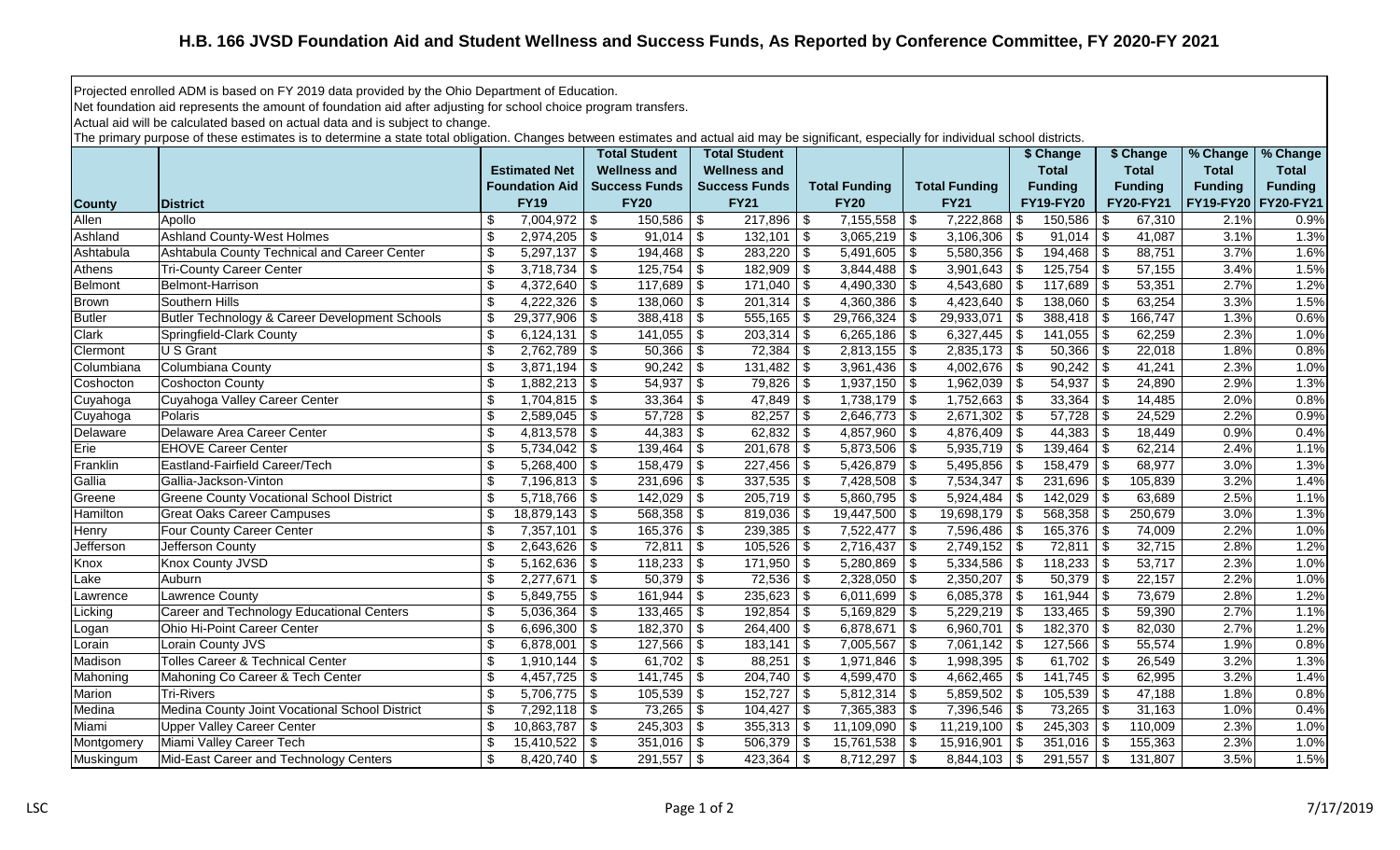# H.B. 166 JVSD Foundation Aid and Student Wellness and Success Funds, As Reported by Conference Committee, FY 2020-FY 2021

Projected enrolled ADM is based on FY 2019 data provided by the Ohio Department of Education.
Net foundation aid represents the amount of foundation aid after adjusting for school choice program transfers.
Actual aid will be calculated based on actual data and is subject to change.
The primary purpose of these estimates is to determine a state total obligation. Changes between estimates and actual aid may be significant, especially for individual school districts.

| County | District | Estimated Net Foundation Aid FY19 | Total Student Wellness and Success Funds FY20 | Total Student Wellness and Success Funds FY21 | Total Funding FY20 | Total Funding FY21 | $ Change Total Funding FY19-FY20 | $ Change Total Funding FY20-FY21 | % Change Total Funding FY19-FY20 | % Change Total Funding FY20-FY21 |
|---|---|---|---|---|---|---|---|---|---|---|
| Allen | Apollo | $ 7,004,972 | $ 150,586 | $ 217,896 | $ 7,155,558 | $ 7,222,868 | $ 150,586 | $ 67,310 | 2.1% | 0.9% |
| Ashland | Ashland County-West Holmes | $ 2,974,205 | $ 91,014 | $ 132,101 | $ 3,065,219 | $ 3,106,306 | $ 91,014 | $ 41,087 | 3.1% | 1.3% |
| Ashtabula | Ashtabula County Technical and Career Center | $ 5,297,137 | $ 194,468 | $ 283,220 | $ 5,491,605 | $ 5,580,356 | $ 194,468 | $ 88,751 | 3.7% | 1.6% |
| Athens | Tri-County Career Center | $ 3,718,734 | $ 125,754 | $ 182,909 | $ 3,844,488 | $ 3,901,643 | $ 125,754 | $ 57,155 | 3.4% | 1.5% |
| Belmont | Belmont-Harrison | $ 4,372,640 | $ 117,689 | $ 171,040 | $ 4,490,330 | $ 4,543,680 | $ 117,689 | $ 53,351 | 2.7% | 1.2% |
| Brown | Southern Hills | $ 4,222,326 | $ 138,060 | $ 201,314 | $ 4,360,386 | $ 4,423,640 | $ 138,060 | $ 63,254 | 3.3% | 1.5% |
| Butler | Butler Technology & Career Development Schools | $ 29,377,906 | $ 388,418 | $ 555,165 | $ 29,766,324 | $ 29,933,071 | $ 388,418 | $ 166,747 | 1.3% | 0.6% |
| Clark | Springfield-Clark County | $ 6,124,131 | $ 141,055 | $ 203,314 | $ 6,265,186 | $ 6,327,445 | $ 141,055 | $ 62,259 | 2.3% | 1.0% |
| Clermont | U S Grant | $ 2,762,789 | $ 50,366 | $ 72,384 | $ 2,813,155 | $ 2,835,173 | $ 50,366 | $ 22,018 | 1.8% | 0.8% |
| Columbiana | Columbiana County | $ 3,871,194 | $ 90,242 | $ 131,482 | $ 3,961,436 | $ 4,002,676 | $ 90,242 | $ 41,241 | 2.3% | 1.0% |
| Coshocton | Coshocton County | $ 1,882,213 | $ 54,937 | $ 79,826 | $ 1,937,150 | $ 1,962,039 | $ 54,937 | $ 24,890 | 2.9% | 1.3% |
| Cuyahoga | Cuyahoga Valley Career Center | $ 1,704,815 | $ 33,364 | $ 47,849 | $ 1,738,179 | $ 1,752,663 | $ 33,364 | $ 14,485 | 2.0% | 0.8% |
| Cuyahoga | Polaris | $ 2,589,045 | $ 57,728 | $ 82,257 | $ 2,646,773 | $ 2,671,302 | $ 57,728 | $ 24,529 | 2.2% | 0.9% |
| Delaware | Delaware Area Career Center | $ 4,813,578 | $ 44,383 | $ 62,832 | $ 4,857,960 | $ 4,876,409 | $ 44,383 | $ 18,449 | 0.9% | 0.4% |
| Erie | EHOVE Career Center | $ 5,734,042 | $ 139,464 | $ 201,678 | $ 5,873,506 | $ 5,935,719 | $ 139,464 | $ 62,214 | 2.4% | 1.1% |
| Franklin | Eastland-Fairfield Career/Tech | $ 5,268,400 | $ 158,479 | $ 227,456 | $ 5,426,879 | $ 5,495,856 | $ 158,479 | $ 68,977 | 3.0% | 1.3% |
| Gallia | Gallia-Jackson-Vinton | $ 7,196,813 | $ 231,696 | $ 337,535 | $ 7,428,508 | $ 7,534,347 | $ 231,696 | $ 105,839 | 3.2% | 1.4% |
| Greene | Greene County Vocational School District | $ 5,718,766 | $ 142,029 | $ 205,719 | $ 5,860,795 | $ 5,924,484 | $ 142,029 | $ 63,689 | 2.5% | 1.1% |
| Hamilton | Great Oaks Career Campuses | $ 18,879,143 | $ 568,358 | $ 819,036 | $ 19,447,500 | $ 19,698,179 | $ 568,358 | $ 250,679 | 3.0% | 1.3% |
| Henry | Four County Career Center | $ 7,357,101 | $ 165,376 | $ 239,385 | $ 7,522,477 | $ 7,596,486 | $ 165,376 | $ 74,009 | 2.2% | 1.0% |
| Jefferson | Jefferson County | $ 2,643,626 | $ 72,811 | $ 105,526 | $ 2,716,437 | $ 2,749,152 | $ 72,811 | $ 32,715 | 2.8% | 1.2% |
| Knox | Knox County JVSD | $ 5,162,636 | $ 118,233 | $ 171,950 | $ 5,280,869 | $ 5,334,586 | $ 118,233 | $ 53,717 | 2.3% | 1.0% |
| Lake | Auburn | $ 2,277,671 | $ 50,379 | $ 72,536 | $ 2,328,050 | $ 2,350,207 | $ 50,379 | $ 22,157 | 2.2% | 1.0% |
| Lawrence | Lawrence County | $ 5,849,755 | $ 161,944 | $ 235,623 | $ 6,011,699 | $ 6,085,378 | $ 161,944 | $ 73,679 | 2.8% | 1.2% |
| Licking | Career and Technology Educational Centers | $ 5,036,364 | $ 133,465 | $ 192,854 | $ 5,169,829 | $ 5,229,219 | $ 133,465 | $ 59,390 | 2.7% | 1.1% |
| Logan | Ohio Hi-Point Career Center | $ 6,696,300 | $ 182,370 | $ 264,400 | $ 6,878,671 | $ 6,960,701 | $ 182,370 | $ 82,030 | 2.7% | 1.2% |
| Lorain | Lorain County JVS | $ 6,878,001 | $ 127,566 | $ 183,141 | $ 7,005,567 | $ 7,061,142 | $ 127,566 | $ 55,574 | 1.9% | 0.8% |
| Madison | Tolles Career & Technical Center | $ 1,910,144 | $ 61,702 | $ 88,251 | $ 1,971,846 | $ 1,998,395 | $ 61,702 | $ 26,549 | 3.2% | 1.3% |
| Mahoning | Mahoning Co Career & Tech Center | $ 4,457,725 | $ 141,745 | $ 204,740 | $ 4,599,470 | $ 4,662,465 | $ 141,745 | $ 62,995 | 3.2% | 1.4% |
| Marion | Tri-Rivers | $ 5,706,775 | $ 105,539 | $ 152,727 | $ 5,812,314 | $ 5,859,502 | $ 105,539 | $ 47,188 | 1.8% | 0.8% |
| Medina | Medina County Joint Vocational School District | $ 7,292,118 | $ 73,265 | $ 104,427 | $ 7,365,383 | $ 7,396,546 | $ 73,265 | $ 31,163 | 1.0% | 0.4% |
| Miami | Upper Valley Career Center | $ 10,863,787 | $ 245,303 | $ 355,313 | $ 11,109,090 | $ 11,219,100 | $ 245,303 | $ 110,009 | 2.3% | 1.0% |
| Montgomery | Miami Valley Career Tech | $ 15,410,522 | $ 351,016 | $ 506,379 | $ 15,761,538 | $ 15,916,901 | $ 351,016 | $ 155,363 | 2.3% | 1.0% |
| Muskingum | Mid-East Career and Technology Centers | $ 8,420,740 | $ 291,557 | $ 423,364 | $ 8,712,297 | $ 8,844,103 | $ 291,557 | $ 131,807 | 3.5% | 1.5% |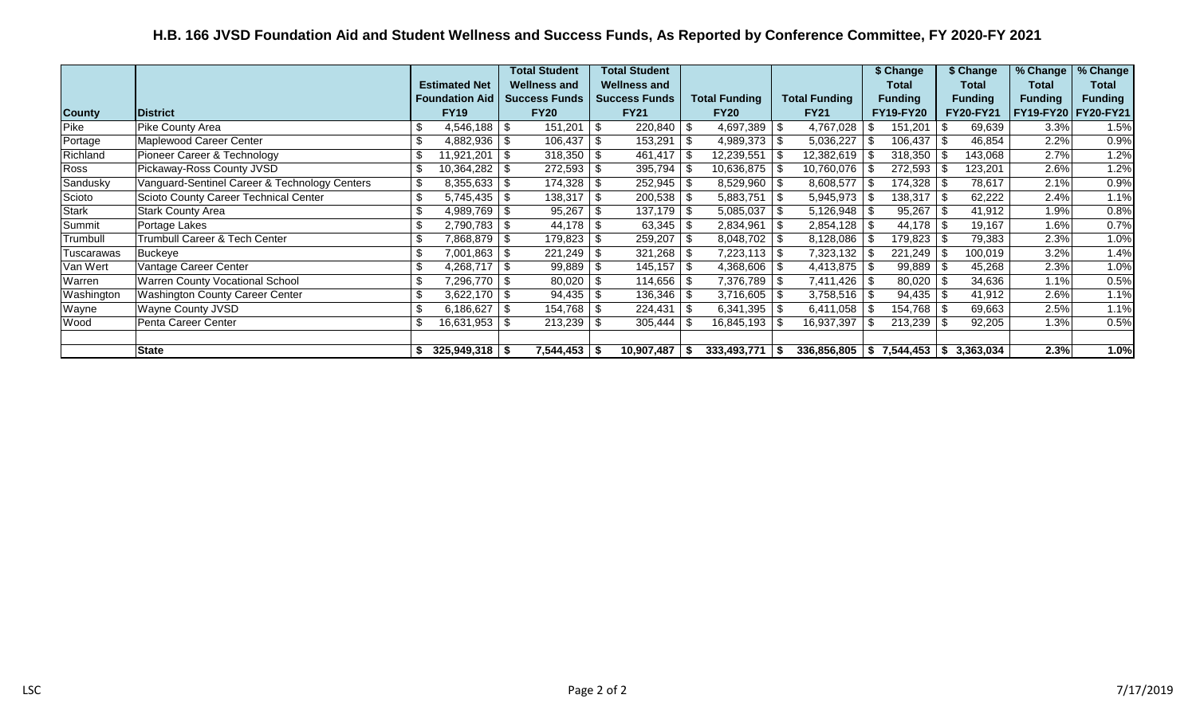## H.B. 166 JVSD Foundation Aid and Student Wellness and Success Funds, As Reported by Conference Committee, FY 2020-FY 2021

| County | District | Estimated Net Foundation Aid FY19 | Total Student Wellness and Success Funds FY20 | Total Student Wellness and Success Funds FY21 | Total Funding FY20 | Total Funding FY21 | $ Change Total Funding FY19-FY20 | $ Change Total Funding FY20-FY21 | % Change Total Funding FY19-FY20 | % Change Total Funding FY20-FY21 |
|---|---|---|---|---|---|---|---|---|---|---|
| Pike | Pike County Area | $ 4,546,188 | $ 151,201 | $ 220,840 | $ 4,697,389 | $ 4,767,028 | $ 151,201 | $ 69,639 | 3.3% | 1.5% |
| Portage | Maplewood Career Center | $ 4,882,936 | $ 106,437 | $ 153,291 | $ 4,989,373 | $ 5,036,227 | $ 106,437 | $ 46,854 | 2.2% | 0.9% |
| Richland | Pioneer Career & Technology | $ 11,921,201 | $ 318,350 | $ 461,417 | $ 12,239,551 | $ 12,382,619 | $ 318,350 | $ 143,068 | 2.7% | 1.2% |
| Ross | Pickaway-Ross County JVSD | $ 10,364,282 | $ 272,593 | $ 395,794 | $ 10,636,875 | $ 10,760,076 | $ 272,593 | $ 123,201 | 2.6% | 1.2% |
| Sandusky | Vanguard-Sentinel Career & Technology Centers | $ 8,355,633 | $ 174,328 | $ 252,945 | $ 8,529,960 | $ 8,608,577 | $ 174,328 | $ 78,617 | 2.1% | 0.9% |
| Scioto | Scioto County Career Technical Center | $ 5,745,435 | $ 138,317 | $ 200,538 | $ 5,883,751 | $ 5,945,973 | $ 138,317 | $ 62,222 | 2.4% | 1.1% |
| Stark | Stark County Area | $ 4,989,769 | $ 95,267 | $ 137,179 | $ 5,085,037 | $ 5,126,948 | $ 95,267 | $ 41,912 | 1.9% | 0.8% |
| Summit | Portage Lakes | $ 2,790,783 | $ 44,178 | $ 63,345 | $ 2,834,961 | $ 2,854,128 | $ 44,178 | $ 19,167 | 1.6% | 0.7% |
| Trumbull | Trumbull Career & Tech Center | $ 7,868,879 | $ 179,823 | $ 259,207 | $ 8,048,702 | $ 8,128,086 | $ 179,823 | $ 79,383 | 2.3% | 1.0% |
| Tuscarawas | Buckeye | $ 7,001,863 | $ 221,249 | $ 321,268 | $ 7,223,113 | $ 7,323,132 | $ 221,249 | $ 100,019 | 3.2% | 1.4% |
| Van Wert | Vantage Career Center | $ 4,268,717 | $ 99,889 | $ 145,157 | $ 4,368,606 | $ 4,413,875 | $ 99,889 | $ 45,268 | 2.3% | 1.0% |
| Warren | Warren County Vocational School | $ 7,296,770 | $ 80,020 | $ 114,656 | $ 7,376,789 | $ 7,411,426 | $ 80,020 | $ 34,636 | 1.1% | 0.5% |
| Washington | Washington County Career Center | $ 3,622,170 | $ 94,435 | $ 136,346 | $ 3,716,605 | $ 3,758,516 | $ 94,435 | $ 41,912 | 2.6% | 1.1% |
| Wayne | Wayne County JVSD | $ 6,186,627 | $ 154,768 | $ 224,431 | $ 6,341,395 | $ 6,411,058 | $ 154,768 | $ 69,663 | 2.5% | 1.1% |
| Wood | Penta Career Center | $ 16,631,953 | $ 213,239 | $ 305,444 | $ 16,845,193 | $ 16,937,397 | $ 213,239 | $ 92,205 | 1.3% | 0.5% |
| | | | | | | | | | | |
| | **State** | **$ 325,949,318** | **$ 7,544,453** | **$ 10,907,487** | **$ 333,493,771** | **$ 336,856,805** | **$ 7,544,453** | **$ 3,363,034** | **2.3%** | **1.0%** |

LSC 7/17/2019